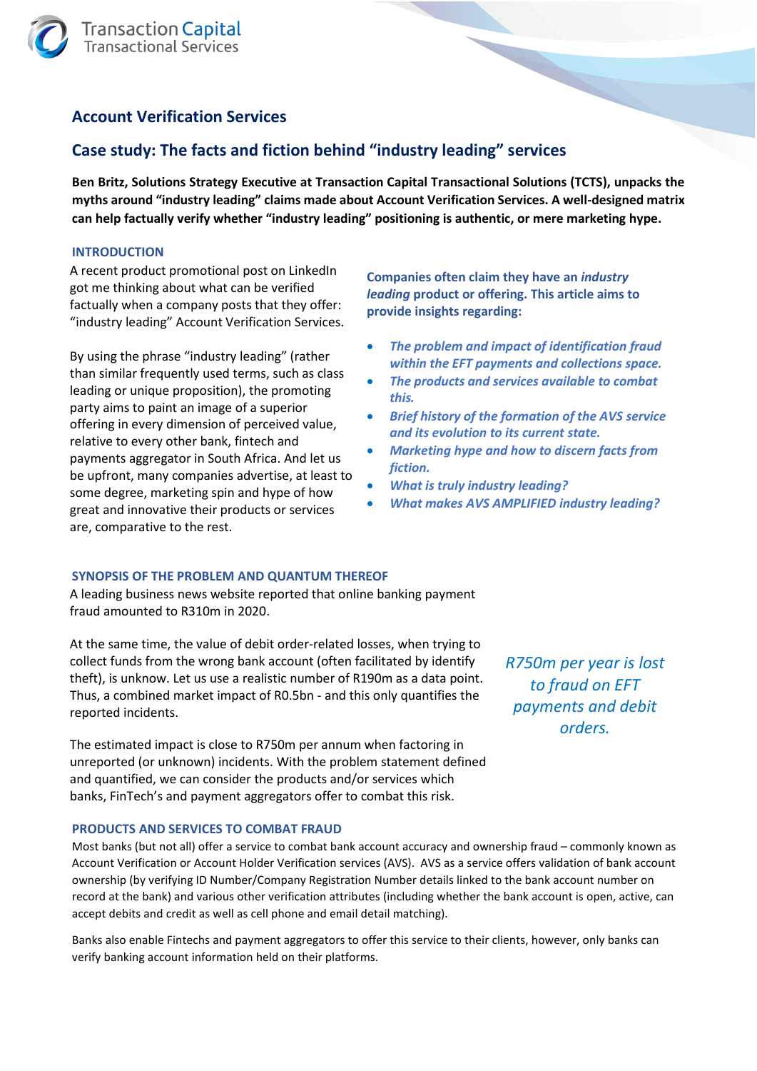Transaction Capital
Transactional Services

# Account Verification Services

## Case study: The facts and fiction behind "industry leading" services

**Ben Britz, Solutions Strategy Executive at Transaction Capital Transactional Solutions (TCTS), unpacks the myths around "industry leading" claims made about Account Verification Services. A well-designed matrix can help factually verify whether "industry leading" positioning is authentic, or mere marketing hype.**

### INTRODUCTION

A recent product promotional post on LinkedIn got me thinking about what can be verified factually when a company posts that they offer: "industry leading" Account Verification Services.

By using the phrase "industry leading" (rather than similar frequently used terms, such as class leading or unique proposition), the promoting party aims to paint an image of a superior offering in every dimension of perceived value, relative to every other bank, fintech and payments aggregator in South Africa. And let us be upfront, many companies advertise, at least to some degree, marketing spin and hype of how great and innovative their products or services are, comparative to the rest.

**Companies often claim they have an *industry leading* product or offering. This article aims to provide insights regarding:**

- ***The problem and impact of identification fraud within the EFT payments and collections space.***
- ***The products and services available to combat this.***
- ***Brief history of the formation of the AVS service and its evolution to its current state.***
- ***Marketing hype and how to discern facts from fiction.***
- ***What is truly industry leading?***
- ***What makes AVS AMPLIFIED industry leading?***

### SYNOPSIS OF THE PROBLEM AND QUANTUM THEREOF

A leading business news website reported that online banking payment fraud amounted to R310m in 2020.

At the same time, the value of debit order-related losses, when trying to collect funds from the wrong bank account (often facilitated by identify theft), is unknow. Let us use a realistic number of R190m as a data point. Thus, a combined market impact of R0.5bn - and this only quantifies the reported incidents.

*R750m per year is lost to fraud on EFT payments and debit orders.*

The estimated impact is close to R750m per annum when factoring in unreported (or unknown) incidents. With the problem statement defined and quantified, we can consider the products and/or services which banks, FinTech's and payment aggregators offer to combat this risk.

### PRODUCTS AND SERVICES TO COMBAT FRAUD

Most banks (but not all) offer a service to combat bank account accuracy and ownership fraud – commonly known as Account Verification or Account Holder Verification services (AVS). AVS as a service offers validation of bank account ownership (by verifying ID Number/Company Registration Number details linked to the bank account number on record at the bank) and various other verification attributes (including whether the bank account is open, active, can accept debits and credit as well as cell phone and email detail matching).

Banks also enable Fintechs and payment aggregators to offer this service to their clients, however, only banks can verify banking account information held on their platforms.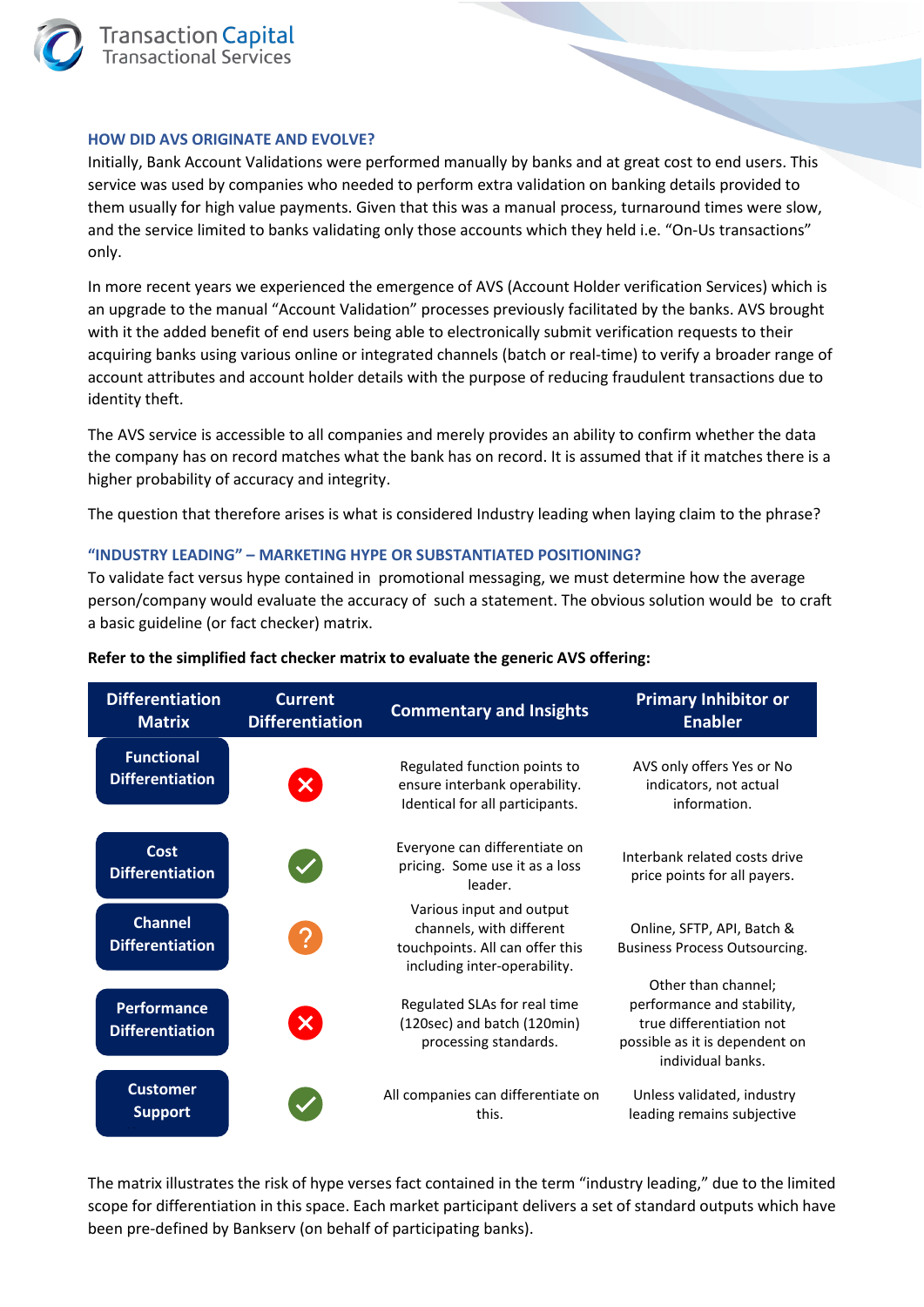## HOW DID AVS ORIGINATE AND EVOLVE?

Initially, Bank Account Validations were performed manually by banks and at great cost to end users. This service was used by companies who needed to perform extra validation on banking details provided to them usually for high value payments. Given that this was a manual process, turnaround times were slow, and the service limited to banks validating only those accounts which they held i.e. "On-Us transactions" only.

In more recent years we experienced the emergence of AVS (Account Holder verification Services) which is an upgrade to the manual "Account Validation" processes previously facilitated by the banks. AVS brought with it the added benefit of end users being able to electronically submit verification requests to their acquiring banks using various online or integrated channels (batch or real-time) to verify a broader range of account attributes and account holder details with the purpose of reducing fraudulent transactions due to identity theft.

The AVS service is accessible to all companies and merely provides an ability to confirm whether the data the company has on record matches what the bank has on record. It is assumed that if it matches there is a higher probability of accuracy and integrity.

The question that therefore arises is what is considered Industry leading when laying claim to the phrase?

## "INDUSTRY LEADING" – MARKETING HYPE OR SUBSTANTIATED POSITIONING?

To validate fact versus hype contained in promotional messaging, we must determine how the average person/company would evaluate the accuracy of such a statement. The obvious solution would be to craft a basic guideline (or fact checker) matrix.

**Refer to the simplified fact checker matrix to evaluate the generic AVS offering:**

| Differentiation Matrix | Current Differentiation | Commentary and Insights | Primary Inhibitor or Enabler |
|---|---|---|---|
| Functional Differentiation | ✗ | Regulated function points to ensure interbank operability. Identical for all participants. | AVS only offers Yes or No indicators, not actual information. |
| Cost Differentiation | ✓ | Everyone can differentiate on pricing. Some use it as a loss leader. | Interbank related costs drive price points for all payers. |
| Channel Differentiation | ? | Various input and output channels, with different touchpoints. All can offer this including inter-operability. | Online, SFTP, API, Batch & Business Process Outsourcing. |
| Performance Differentiation | ✗ | Regulated SLAs for real time (120sec) and batch (120min) processing standards. | Other than channel; performance and stability, true differentiation not possible as it is dependent on individual banks. |
| Customer Support | ✓ | All companies can differentiate on this. | Unless validated, industry leading remains subjective |

The matrix illustrates the risk of hype verses fact contained in the term "industry leading," due to the limited scope for differentiation in this space. Each market participant delivers a set of standard outputs which have been pre-defined by Bankserv (on behalf of participating banks).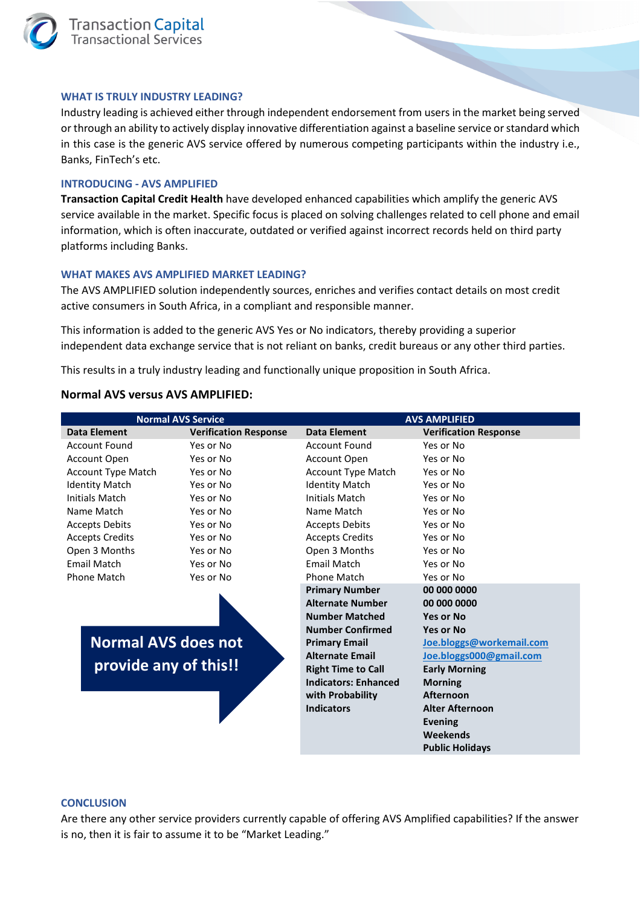### WHAT IS TRULY INDUSTRY LEADING?

Industry leading is achieved either through independent endorsement from users in the market being served or through an ability to actively display innovative differentiation against a baseline service or standard which in this case is the generic AVS service offered by numerous competing participants within the industry i.e., Banks, FinTech's etc.

### INTRODUCING - AVS AMPLIFIED

**Transaction Capital Credit Health** have developed enhanced capabilities which amplify the generic AVS service available in the market. Specific focus is placed on solving challenges related to cell phone and email information, which is often inaccurate, outdated or verified against incorrect records held on third party platforms including Banks.

### WHAT MAKES AVS AMPLIFIED MARKET LEADING?

The AVS AMPLIFIED solution independently sources, enriches and verifies contact details on most credit active consumers in South Africa, in a compliant and responsible manner.

This information is added to the generic AVS Yes or No indicators, thereby providing a superior independent data exchange service that is not reliant on banks, credit bureaus or any other third parties.

This results in a truly industry leading and functionally unique proposition in South Africa.

**Normal AVS versus AVS AMPLIFIED:**

| Normal AVS Service | | AVS AMPLIFIED | |
|---|---|---|---|
| **Data Element** | **Verification Response** | **Data Element** | **Verification Response** |
| Account Found | Yes or No | Account Found | Yes or No |
| Account Open | Yes or No | Account Open | Yes or No |
| Account Type Match | Yes or No | Account Type Match | Yes or No |
| Identity Match | Yes or No | Identity Match | Yes or No |
| Initials Match | Yes or No | Initials Match | Yes or No |
| Name Match | Yes or No | Name Match | Yes or No |
| Accepts Debits | Yes or No | Accepts Debits | Yes or No |
| Accepts Credits | Yes or No | Accepts Credits | Yes or No |
| Open 3 Months | Yes or No | Open 3 Months | Yes or No |
| Email Match | Yes or No | Email Match | Yes or No |
| Phone Match | Yes or No | Phone Match | Yes or No |
| | | **Primary Number** | **00 000 0000** |
| | | **Alternate Number** | **00 000 0000** |
| | | **Number Matched** | **Yes or No** |
| | | **Number Confirmed** | **Yes or No** |
| | | **Primary Email** | **Joe.bloggs@workemail.com** |
| | | **Alternate Email** | **Joe.bloggs000@gmail.com** |
| | | **Right Time to Call Indicators: Enhanced with Probability Indicators** | **Early Morning, Morning, Afternoon, Alter Afternoon, Evening, Weekends, Public Holidays** |

**Normal AVS does not provide any of this!!**

### CONCLUSION

Are there any other service providers currently capable of offering AVS Amplified capabilities? If the answer is no, then it is fair to assume it to be "Market Leading."